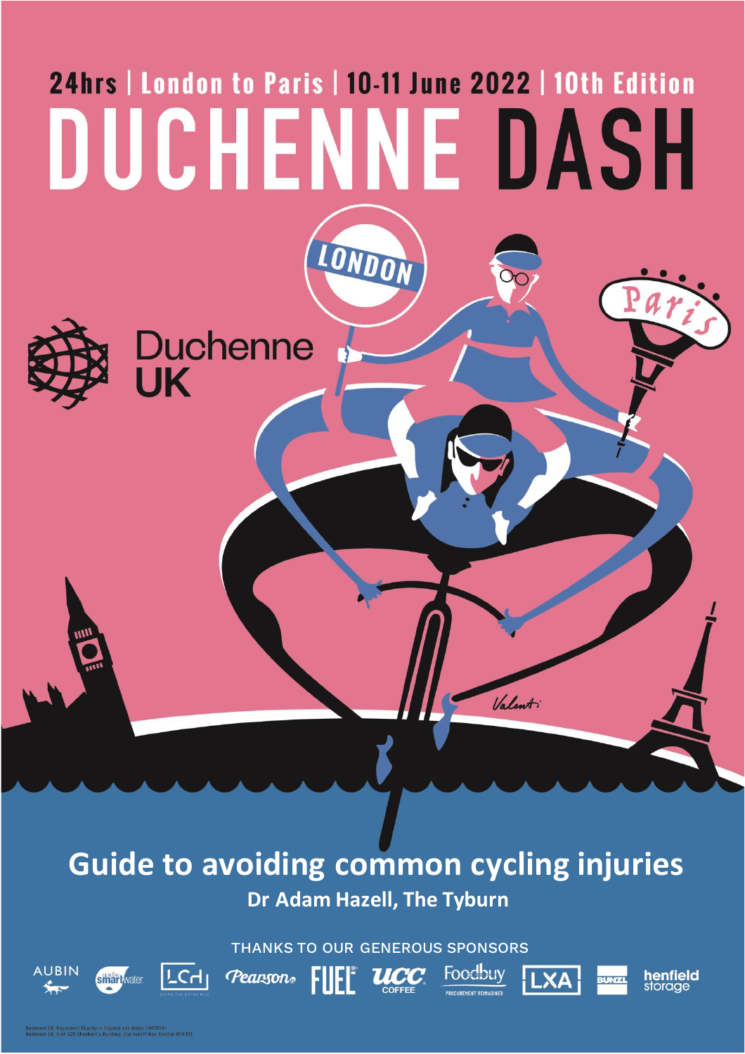24hrs | London to Paris | 10-11 June 2022 | 10th Edition

# DUCHENNE DASH

Duchenne UK

## Guide to avoiding common cycling injuries

**Dr Adam Hazell, The Tyburn**

THANKS TO OUR GENEROUS SPONSORS

AUBIN · smartwater · LCH · Pearson · FUEL · UCC COFFEE · Foodbuy · LXA · BUNZL · henfield storage

Duchenne UK. Registered Charity in England and Wales (1147094)
Duchenne UK. Unit 520 Shepherd's Building, Charecroft Way, London W14 0EE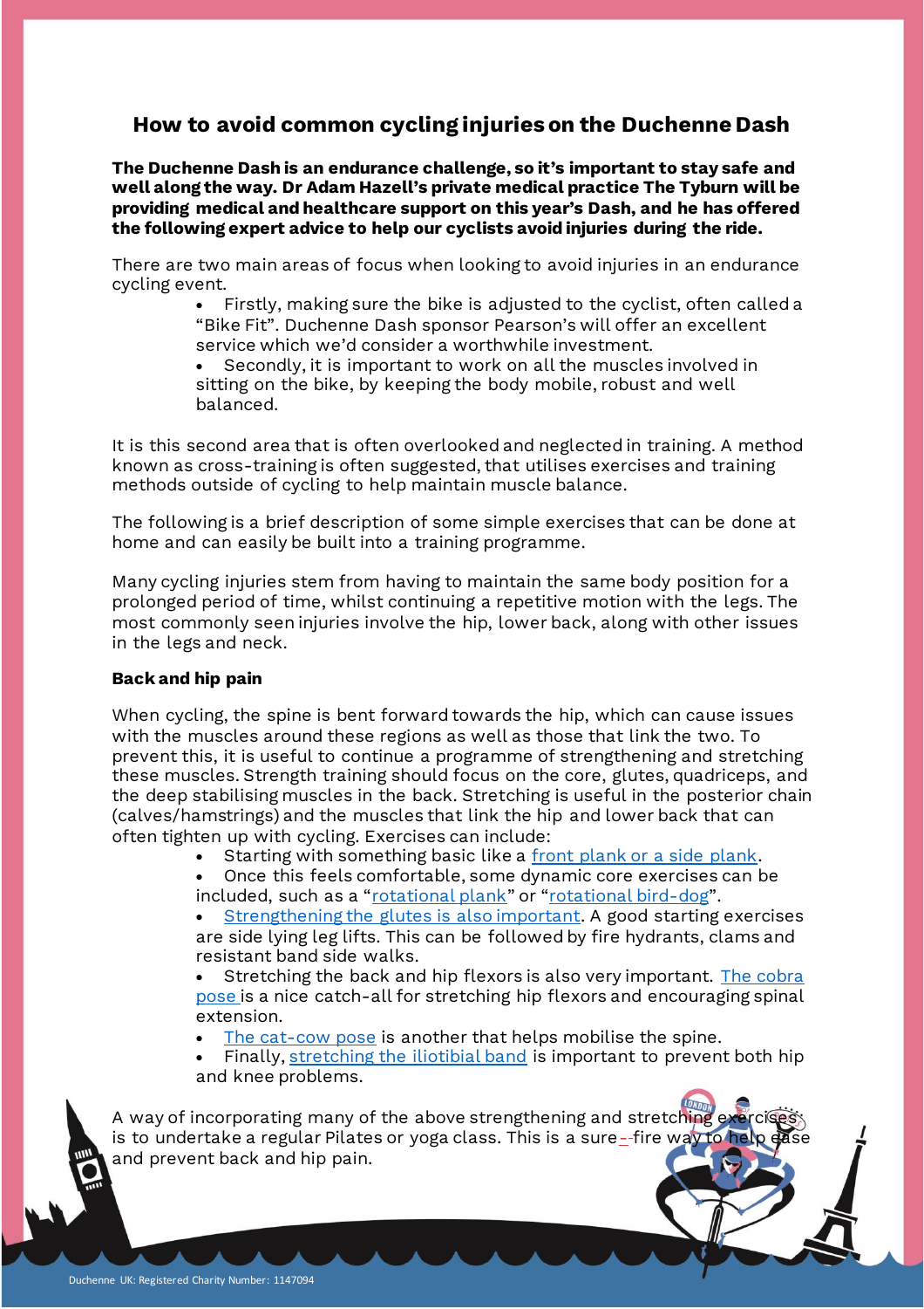## How to avoid common cycling injuries on the Duchenne Dash

**The Duchenne Dash is an endurance challenge, so it's important to stay safe and well along the way. Dr Adam Hazell's private medical practice The Tyburn will be providing medical and healthcare support on this year's Dash, and he has offered the following expert advice to help our cyclists avoid injuries during the ride.**

There are two main areas of focus when looking to avoid injuries in an endurance cycling event.

- Firstly, making sure the bike is adjusted to the cyclist, often called a "Bike Fit". Duchenne Dash sponsor Pearson's will offer an excellent service which we'd consider a worthwhile investment.
- Secondly, it is important to work on all the muscles involved in sitting on the bike, by keeping the body mobile, robust and well balanced.

It is this second area that is often overlooked and neglected in training. A method known as cross-training is often suggested, that utilises exercises and training methods outside of cycling to help maintain muscle balance.

The following is a brief description of some simple exercises that can be done at home and can easily be built into a training programme.

Many cycling injuries stem from having to maintain the same body position for a prolonged period of time, whilst continuing a repetitive motion with the legs. The most commonly seen injuries involve the hip, lower back, along with other issues in the legs and neck.

**Back and hip pain**

When cycling, the spine is bent forward towards the hip, which can cause issues with the muscles around these regions as well as those that link the two. To prevent this, it is useful to continue a programme of strengthening and stretching these muscles. Strength training should focus on the core, glutes, quadriceps, and the deep stabilising muscles in the back. Stretching is useful in the posterior chain (calves/hamstrings) and the muscles that link the hip and lower back that can often tighten up with cycling. Exercises can include:

- Starting with something basic like a front plank or a side plank.
- Once this feels comfortable, some dynamic core exercises can be included, such as a "rotational plank" or "rotational bird-dog".
- Strengthening the glutes is also important. A good starting exercises are side lying leg lifts. This can be followed by fire hydrants, clams and resistant band side walks.
- Stretching the back and hip flexors is also very important. The cobra pose is a nice catch-all for stretching hip flexors and encouraging spinal extension.
- The cat-cow pose is another that helps mobilise the spine.
- Finally, stretching the iliotibial band is important to prevent both hip and knee problems.

A way of incorporating many of the above strengthening and stretching exercises is to undertake a regular Pilates or yoga class. This is a sure--fire way to help ease and prevent back and hip pain.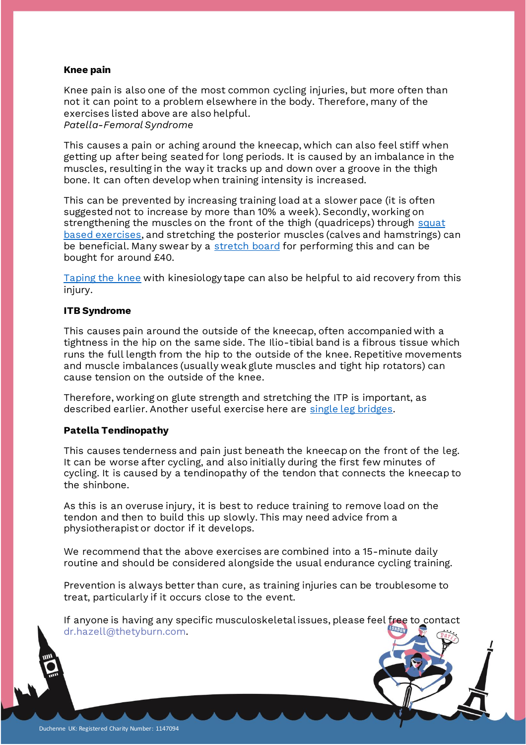**Knee pain**

Knee pain is also one of the most common cycling injuries, but more often than not it can point to a problem elsewhere in the body. Therefore, many of the exercises listed above are also helpful.

*Patella-Femoral Syndrome*

This causes a pain or aching around the kneecap, which can also feel stiff when getting up after being seated for long periods. It is caused by an imbalance in the muscles, resulting in the way it tracks up and down over a groove in the thigh bone. It can often develop when training intensity is increased.

This can be prevented by increasing training load at a slower pace (it is often suggested not to increase by more than 10% a week). Secondly, working on strengthening the muscles on the front of the thigh (quadriceps) through squat based exercises, and stretching the posterior muscles (calves and hamstrings) can be beneficial. Many swear by a stretch board for performing this and can be bought for around £40.

Taping the knee with kinesiology tape can also be helpful to aid recovery from this injury.

**ITB Syndrome**

This causes pain around the outside of the kneecap, often accompanied with a tightness in the hip on the same side. The Ilio-tibial band is a fibrous tissue which runs the full length from the hip to the outside of the knee. Repetitive movements and muscle imbalances (usually weak glute muscles and tight hip rotators) can cause tension on the outside of the knee.

Therefore, working on glute strength and stretching the ITP is important, as described earlier. Another useful exercise here are single leg bridges.

**Patella Tendinopathy**

This causes tenderness and pain just beneath the kneecap on the front of the leg. It can be worse after cycling, and also initially during the first few minutes of cycling. It is caused by a tendinopathy of the tendon that connects the kneecap to the shinbone.

As this is an overuse injury, it is best to reduce training to remove load on the tendon and then to build this up slowly. This may need advice from a physiotherapist or doctor if it develops.

We recommend that the above exercises are combined into a 15-minute daily routine and should be considered alongside the usual endurance cycling training.

Prevention is always better than cure, as training injuries can be troublesome to treat, particularly if it occurs close to the event.

If anyone is having any specific musculoskeletal issues, please feel free to contact dr.hazell@thetyburn.com.

Duchenne UK: Registered Charity Number: 1147094